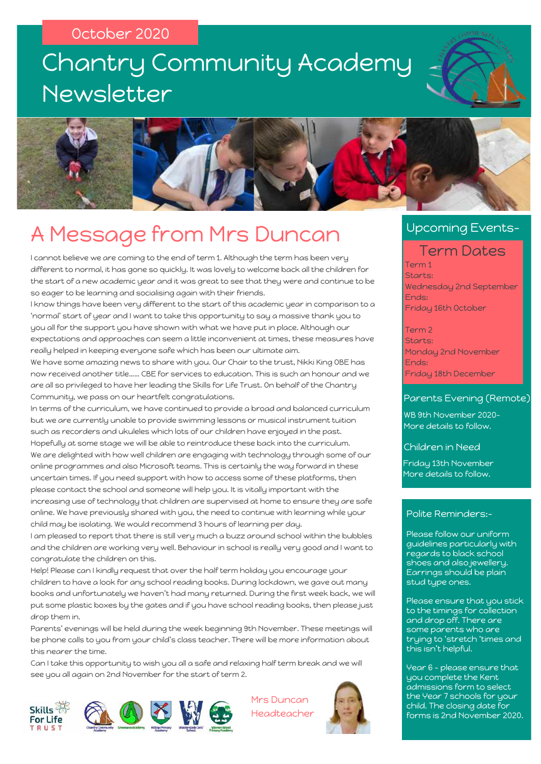October 2020

# Chantry Community Academy Newsletter

## A Message from Mrs Duncan

I cannot believe we are coming to the end of term 1. Although the term has been very different to normal, it has gone so quickly. It was lovely to welcome back all the children for the start of a new academic year and it was great to see that they were and continue to be so eager to be learning and socialising again with their friends.

I know things have been very different to the start of this academic year in comparison to a 'normal' start of year and I want to take this opportunity to say a massive thank you to you all for the support you have shown with what we have put in place. Although our expectations and approaches can seem a little inconvenient at times, these measures have really helped in keeping everyone safe which has been our ultimate aim.

We have some amazing news to share with you. Our Chair to the trust, Nikki King OBE has now received another title…… CBE for services to education. This is such an honour and we are all so privileged to have her leading the Skills for Life Trust. On behalf of the Chantry Community, we pass on our heartfelt congratulations.

In terms of the curriculum, we have continued to provide a broad and balanced curriculum but we are currently unable to provide swimming lessons or musical instrument tuition such as recorders and ukuleles which lots of our children have enjoyed in the past. Hopefully at some stage we will be able to reintroduce these back into the curriculum.

We are delighted with how well children are engaging with technology through some of our online programmes and also Microsoft teams. This is certainly the way forward in these uncertain times. If you need support with how to access some of these platforms, then please contact the school and someone will help you. It is vitally important with the increasing use of technology that children are supervised at home to ensure they are safe online. We have previously shared with you, the need to continue with learning while your child may be isolating. We would recommend 3 hours of learning per day.

I am pleased to report that there is still very much a buzz around school within the bubbles and the children are working very well. Behaviour in school is really very good and I want to congratulate the children on this.

Help! Please can I kindly request that over the half term holiday you encourage your children to have a look for any school reading books. During lockdown, we gave out many books and unfortunately we haven't had many returned. During the first week back, we will put some plastic boxes by the gates and if you have school reading books, then please just drop them in.

Parents' evenings will be held during the week beginning 9th November. These meetings will be phone calls to you from your child's class teacher. There will be more information about this nearer the time.

Can I take this opportunity to wish you all a safe and relaxing half term break and we will see you all again on 2nd November for the start of term 2.

Mrs Duncan
Headteacher

## Upcoming Events-

### Term Dates

Term 1
Starts:
Wednesday 2nd September
Ends:
Friday 16th October

Term 2
Starts:
Monday 2nd November
Ends:
Friday 18th December

### Parents Evening (Remote)

WB 9th November 2020- More details to follow.

### Children in Need

Friday 13th November
More details to follow.

## Polite Reminders:-

Please follow our uniform guidelines particularly with regards to black school shoes and also jewellery. Earrings should be plain stud type ones.

Please ensure that you stick to the timings for collection and drop off. There are some parents who are trying to 'stretch 'times and this isn't helpful.

Year 6 - please ensure that you complete the Kent admissions form to select the Year 7 schools for your child. The closing date for forms is 2nd November 2020.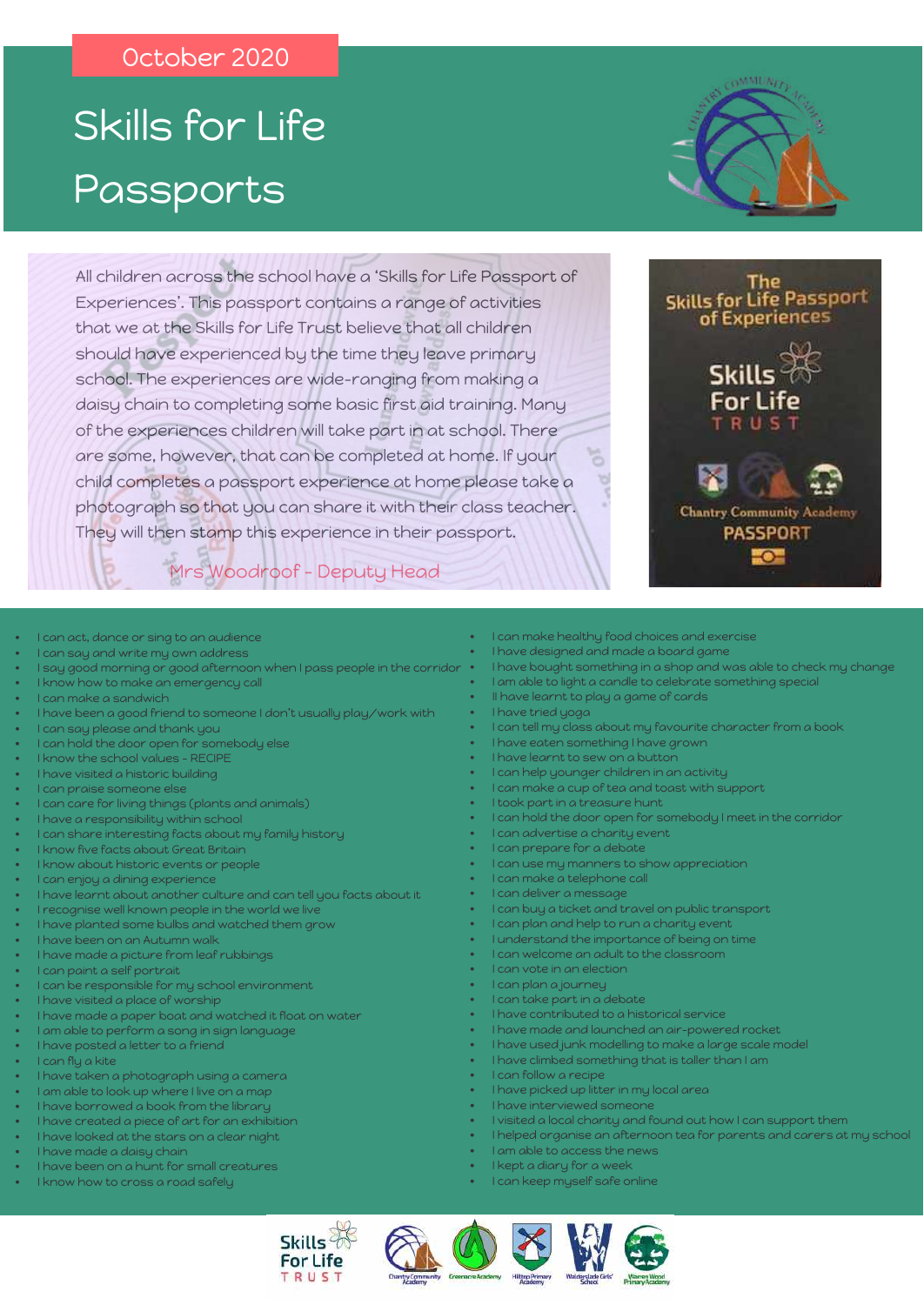October 2020

# Skills for Life Passports

All children across the school have a 'Skills for Life Passport of Experiences'. This passport contains a range of activities that we at the Skills for Life Trust believe that all children should have experienced by the time they leave primary school. The experiences are wide-ranging from making a daisy chain to completing some basic first aid training. Many of the experiences children will take part in at school. There are some, however, that can be completed at home. If your child completes a passport experience at home please take a photograph so that you can share it with their class teacher. They will then stamp this experience in their passport.

Mrs Woodroof - Deputy Head

The Skills for Life Passport of Experiences

Skills For Life TRUST

Chantry Community Academy

PASSPORT

- I can act, dance or sing to an audience
- I can say and write my own address
- I say good morning or good afternoon when I pass people in the corridor
- I know how to make an emergency call
- I can make a sandwich
- I have been a good friend to someone I don't usually play/work with
- I can say please and thank you
- I can hold the door open for somebody else
- I know the school values - RECIPE
- I have visited a historic building
- I can praise someone else
- I can care for living things (plants and animals)
- I have a responsibility within school
- I can share interesting facts about my family history
- I know five facts about Great Britain
- I know about historic events or people
- I can enjoy a dining experience
- I have learnt about another culture and can tell you facts about it
- I recognise well known people in the world we live
- I have planted some bulbs and watched them grow
- I have been on an Autumn walk
- I have made a picture from leaf rubbings
- I can paint a self portrait
- I can be responsible for my school environment
- I have visited a place of worship
- I have made a paper boat and watched it float on water
- I am able to perform a song in sign language
- I have posted a letter to a friend
- I can fly a kite
- I have taken a photograph using a camera
- I am able to look up where I live on a map
- I have borrowed a book from the library
- I have created a piece of art for an exhibition
- I have looked at the stars on a clear night
- I have made a daisy chain
- I have been on a hunt for small creatures
- I know how to cross a road safely
- I can make healthy food choices and exercise
- I have designed and made a board game
- I have bought something in a shop and was able to check my change
- I am able to light a candle to celebrate something special
- Il have learnt to play a game of cards
- I have tried yoga
- I can tell my class about my favourite character from a book
- I have eaten something I have grown
- I have learnt to sew on a button
- I can help younger children in an activity
- I can make a cup of tea and toast with support
- I took part in a treasure hunt
- I can hold the door open for somebody I meet in the corridor
- I can advertise a charity event
- I can prepare for a debate
- I can use my manners to show appreciation
- I can make a telephone call
- I can deliver a message
- I can buy a ticket and travel on public transport
- I can plan and help to run a charity event
- I understand the importance of being on time
- I can welcome an adult to the classroom
- I can vote in an election
- I can plan a journey
- I can take part in a debate
- I have contributed to a historical service
- I have made and launched an air-powered rocket
- I have used junk modelling to make a large scale model
- I have climbed something that is taller than I am
- I can follow a recipe
- I have picked up litter in my local area
- I have interviewed someone
- I visited a local charity and found out how I can support them
- I helped organise an afternoon tea for parents and carers at my school
- I am able to access the news
- I kept a diary for a week
- I can keep myself safe online

Skills For Life TRUST — Chantry Community Academy — Greenacre Academy — Hilltop Primary Academy — Walderslade Girls' School — Warren Wood Primary Academy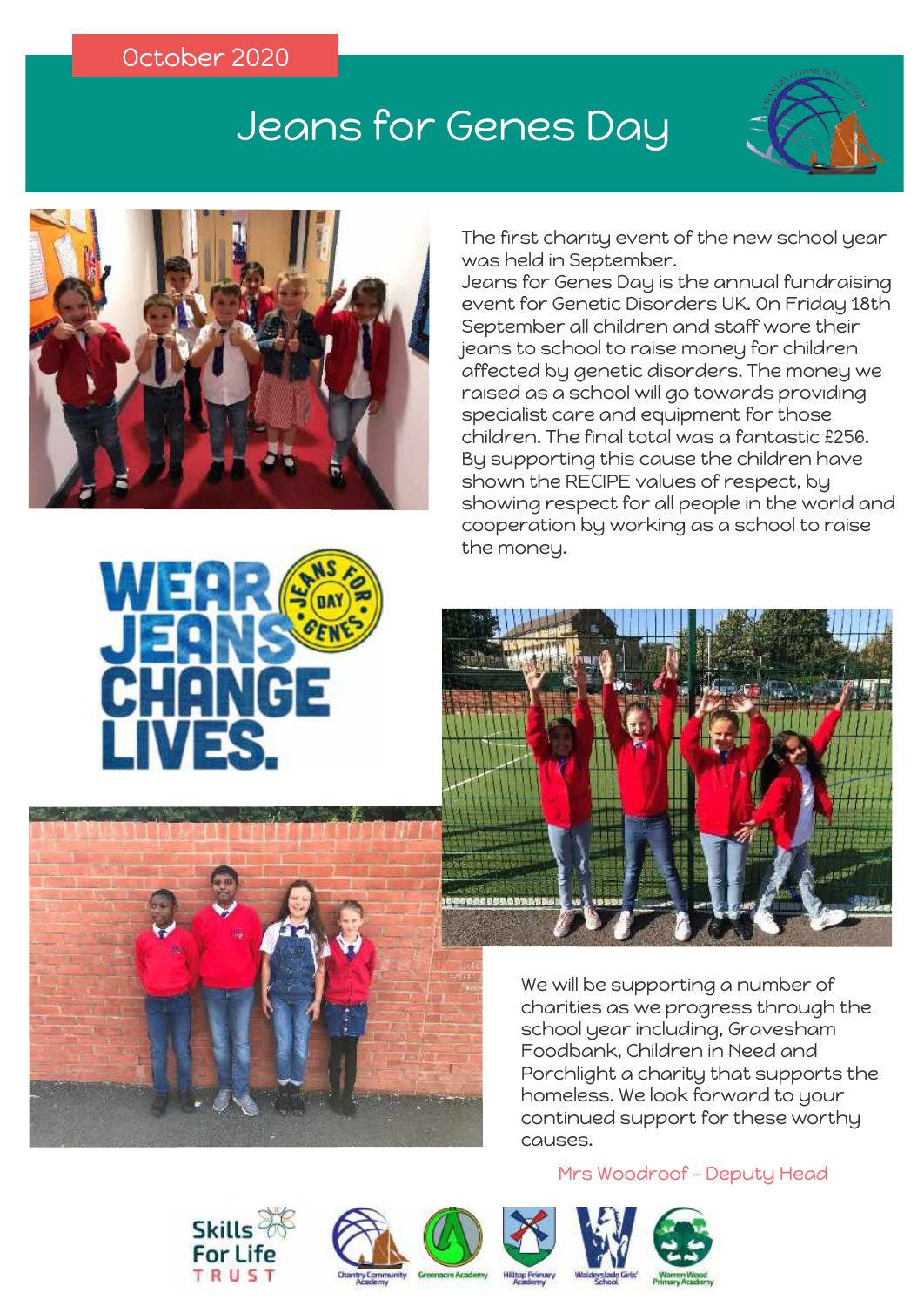October 2020

# Jeans for Genes Day

The first charity event of the new school year was held in September.
Jeans for Genes Day is the annual fundraising event for Genetic Disorders UK. On Friday 18th September all children and staff wore their jeans to school to raise money for children affected by genetic disorders. The money we raised as a school will go towards providing specialist care and equipment for those children. The final total was a fantastic £256. By supporting this cause the children have shown the RECIPE values of respect, by showing respect for all people in the world and cooperation by working as a school to raise the money.

WEAR JEANS CHANGE LIVES.

We will be supporting a number of charities as we progress through the school year including, Gravesham Foodbank, Children in Need and Porchlight a charity that supports the homeless. We look forward to your continued support for these worthy causes.

Mrs Woodroof - Deputy Head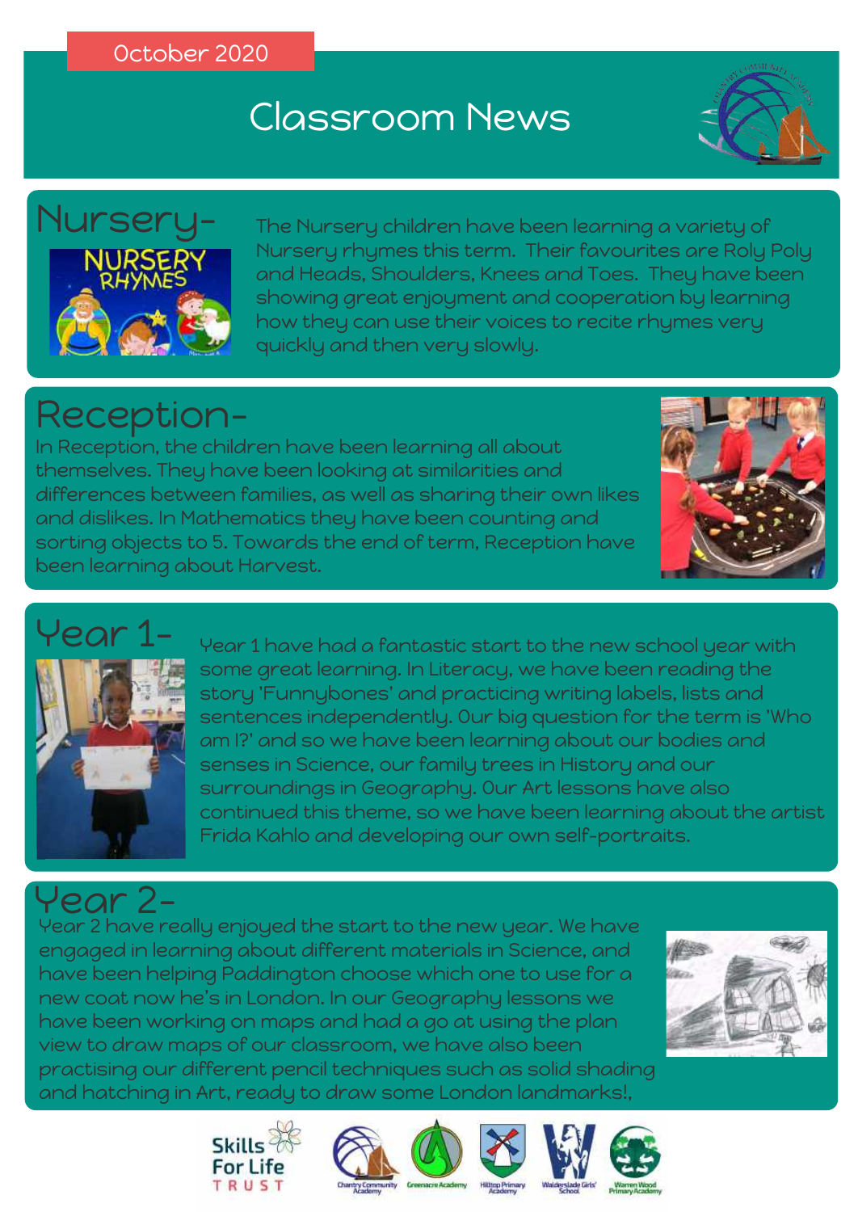October 2020

# Classroom News

## Nursery-

The Nursery children have been learning a variety of Nursery rhymes this term. Their favourites are Roly Poly and Heads, Shoulders, Knees and Toes. They have been showing great enjoyment and cooperation by learning how they can use their voices to recite rhymes very quickly and then very slowly.

## Reception-

In Reception, the children have been learning all about themselves. They have been looking at similarities and differences between families, as well as sharing their own likes and dislikes. In Mathematics they have been counting and sorting objects to 5. Towards the end of term, Reception have been learning about Harvest.

## Year 1-

Year 1 have had a fantastic start to the new school year with some great learning. In Literacy, we have been reading the story 'Funnybones' and practicing writing labels, lists and sentences independently. Our big question for the term is 'Who am I?' and so we have been learning about our bodies and senses in Science, our family trees in History and our surroundings in Geography. Our Art lessons have also continued this theme, so we have been learning about the artist Frida Kahlo and developing our own self-portraits.

## Year 2-

Year 2 have really enjoyed the start to the new year. We have engaged in learning about different materials in Science, and have been helping Paddington choose which one to use for a new coat now he's in London. In our Geography lessons we have been working on maps and had a go at using the plan view to draw maps of our classroom, we have also been practising our different pencil techniques such as solid shading and hatching in Art, ready to draw some London landmarks!,

Skills For Life TRUST

Chantry Community Academy | Greenacre Academy | Hilltop Primary Academy | Walderslade Girls' School | Warren Wood Primary Academy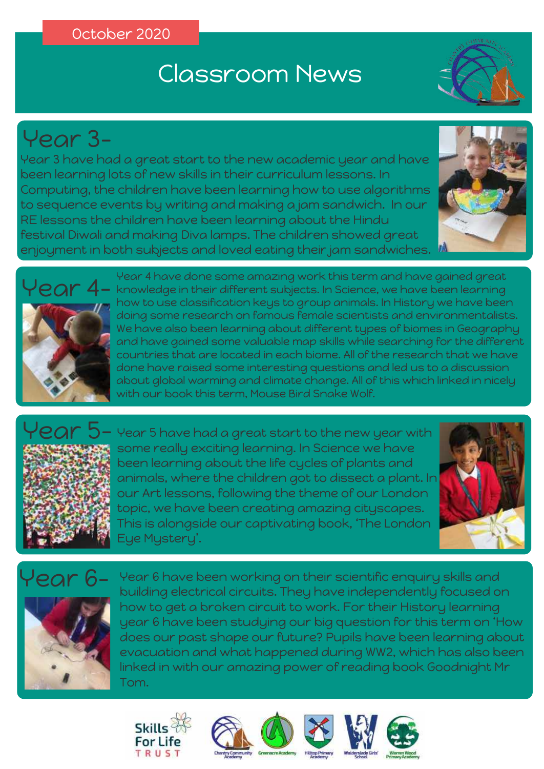October 2020

# Classroom News

## Year 3-

Year 3 have had a great start to the new academic year and have been learning lots of new skills in their curriculum lessons. In Computing, the children have been learning how to use algorithms to sequence events by writing and making a jam sandwich. In our RE lessons the children have been learning about the Hindu festival Diwali and making Diva lamps. The children showed great enjoyment in both subjects and loved eating their jam sandwiches.

## Year 4-

Year 4 have done some amazing work this term and have gained great knowledge in their different subjects. In Science, we have been learning how to use classification keys to group animals. In History we have been doing some research on famous female scientists and environmentalists. We have also been learning about different types of biomes in Geography and have gained some valuable map skills while searching for the different countries that are located in each biome. All of the research that we have done have raised some interesting questions and led us to a discussion about global warming and climate change. All of this which linked in nicely with our book this term, Mouse Bird Snake Wolf.

## Year 5-

Year 5 have had a great start to the new year with some really exciting learning. In Science we have been learning about the life cycles of plants and animals, where the children got to dissect a plant. In our Art lessons, following the theme of our London topic, we have been creating amazing cityscapes. This is alongside our captivating book, 'The London Eye Mystery'.

## Year 6-

Year 6 have been working on their scientific enquiry skills and building electrical circuits. They have independently focused on how to get a broken circuit to work. For their History learning year 6 have been studying our big question for this term on 'How does our past shape our future? Pupils have been learning about evacuation and what happened during WW2, which has also been linked in with our amazing power of reading book Goodnight Mr Tom.

Skills For Life Trust — Chantry Community Academy, Greenacre Academy, Hilltop Primary Academy, Walderslade Girls' School, Warren Wood Primary Academy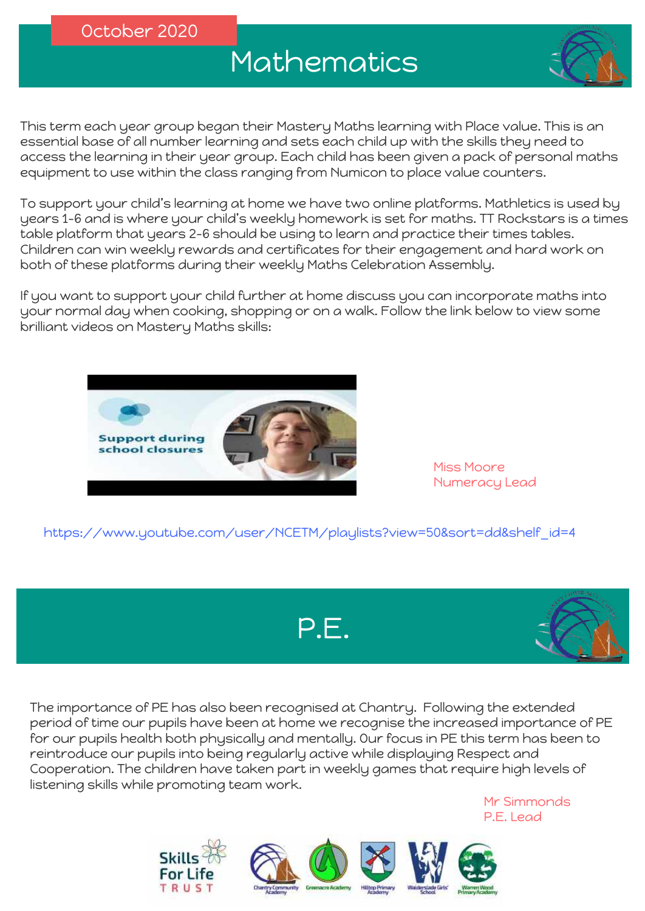October 2020

# Mathematics

This term each year group began their Mastery Maths learning with Place value. This is an essential base of all number learning and sets each child up with the skills they need to access the learning in their year group. Each child has been given a pack of personal maths equipment to use within the class ranging from Numicon to place value counters.

To support your child's learning at home we have two online platforms. Mathletics is used by years 1-6 and is where your child's weekly homework is set for maths. TT Rockstars is a times table platform that years 2-6 should be using to learn and practice their times tables. Children can win weekly rewards and certificates for their engagement and hard work on both of these platforms during their weekly Maths Celebration Assembly.

If you want to support your child further at home discuss you can incorporate maths into your normal day when cooking, shopping or on a walk. Follow the link below to view some brilliant videos on Mastery Maths skills:

Support during school closures

Miss Moore
Numeracy Lead

https://www.youtube.com/user/NCETM/playlists?view=50&sort=dd&shelf_id=4

# P.E.

The importance of PE has also been recognised at Chantry. Following the extended period of time our pupils have been at home we recognise the increased importance of PE for our pupils health both physically and mentally. Our focus in PE this term has been to reintroduce our pupils into being regularly active while displaying Respect and Cooperation. The children have taken part in weekly games that require high levels of listening skills while promoting team work.

Mr Simmonds
P.E. Lead

Skills For Life TRUST

Chantry Community Academy | Greenacre Academy | Hilltop Primary Academy | Walderslade Girls' School | Warren Wood Primary Academy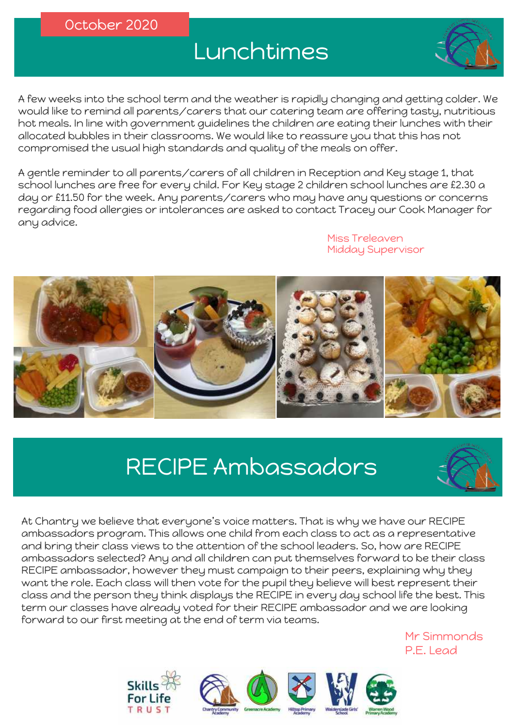October 2020

# Lunchtimes

A few weeks into the school term and the weather is rapidly changing and getting colder. We would like to remind all parents/carers that our catering team are offering tasty, nutritious hot meals. In line with government guidelines the children are eating their lunches with their allocated bubbles in their classrooms. We would like to reassure you that this has not compromised the usual high standards and quality of the meals on offer.

A gentle reminder to all parents/carers of all children in Reception and Key stage 1, that school lunches are free for every child. For Key stage 2 children school lunches are £2.30 a day or £11.50 for the week. Any parents/carers who may have any questions or concerns regarding food allergies or intolerances are asked to contact Tracey our Cook Manager for any advice.

Miss Treleaven
Midday Supervisor

# RECIPE Ambassadors

At Chantry we believe that everyone's voice matters. That is why we have our RECIPE ambassadors program. This allows one child from each class to act as a representative and bring their class views to the attention of the school leaders. So, how are RECIPE ambassadors selected? Any and all children can put themselves forward to be their class RECIPE ambassador, however they must campaign to their peers, explaining why they want the role. Each class will then vote for the pupil they believe will best represent their class and the person they think displays the RECIPE in every day school life the best. This term our classes have already voted for their RECIPE ambassador and we are looking forward to our first meeting at the end of term via teams.

Mr Simmonds
P.E. Lead

Skills For Life TRUST — Chantry Community Academy, Greenacre Academy, Hilltop Primary Academy, Walderslade Girls' School, Warren Wood Primary Academy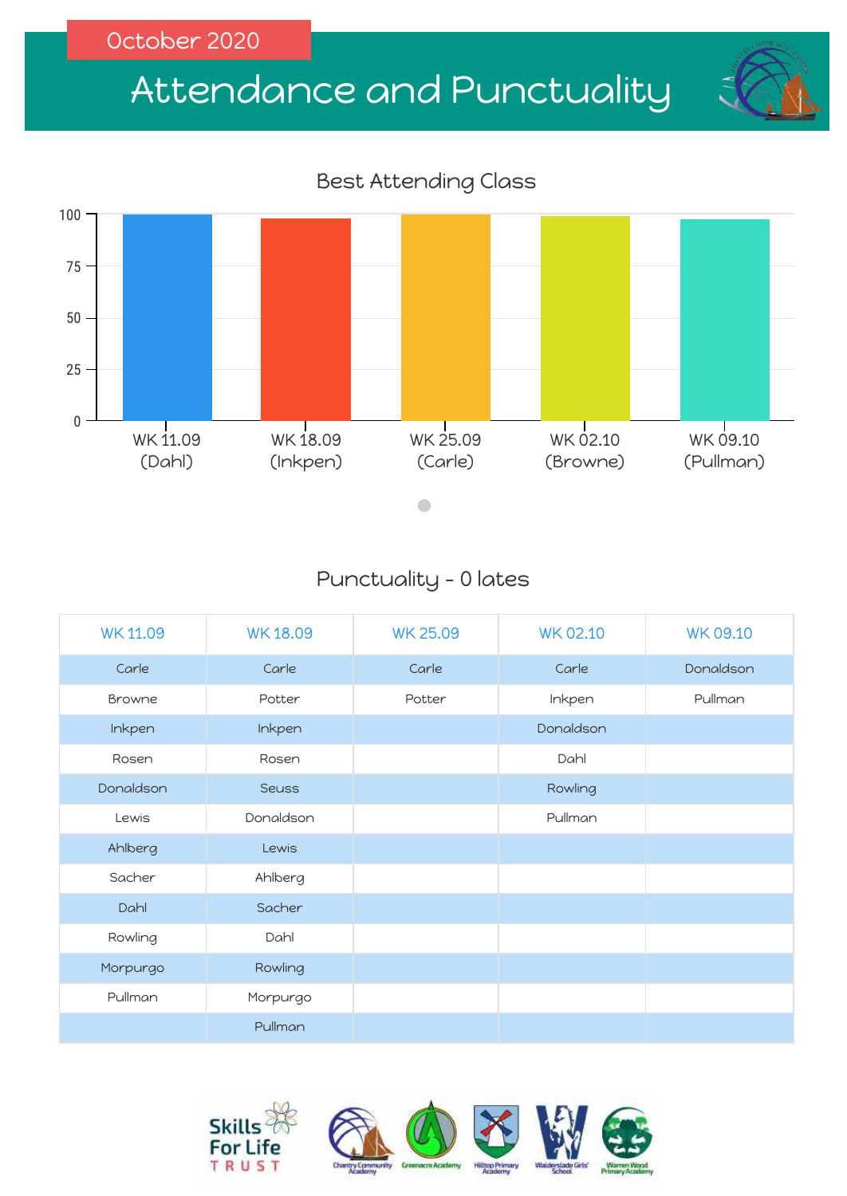October 2020

# Attendance and Punctuality

## Best Attending Class

| Week | Class |
|---|---|
| WK 11.09 | Dahl |
| WK 18.09 | Inkpen |
| WK 25.09 | Carle |
| WK 02.10 | Browne |
| WK 09.10 | Pullman |

## Punctuality - 0 lates

| WK 11.09 | WK 18.09 | WK 25.09 | WK 02.10 | WK 09.10 |
|---|---|---|---|---|
| Carle | Carle | Carle | Carle | Donaldson |
| Browne | Potter | Potter | Inkpen | Pullman |
| Inkpen | Inkpen | | Donaldson | |
| Rosen | Rosen | | Dahl | |
| Donaldson | Seuss | | Rowling | |
| Lewis | Donaldson | | Pullman | |
| Ahlberg | Lewis | | | |
| Sacher | Ahlberg | | | |
| Dahl | Sacher | | | |
| Rowling | Dahl | | | |
| Morpurgo | Rowling | | | |
| Pullman | Morpurgo | | | |
| | Pullman | | | |

Skills For Life TRUST — Chantry Community Academy, Greenacre Academy, Hilltop Primary Academy, Walderslade Girls' School, Warren Wood Primary Academy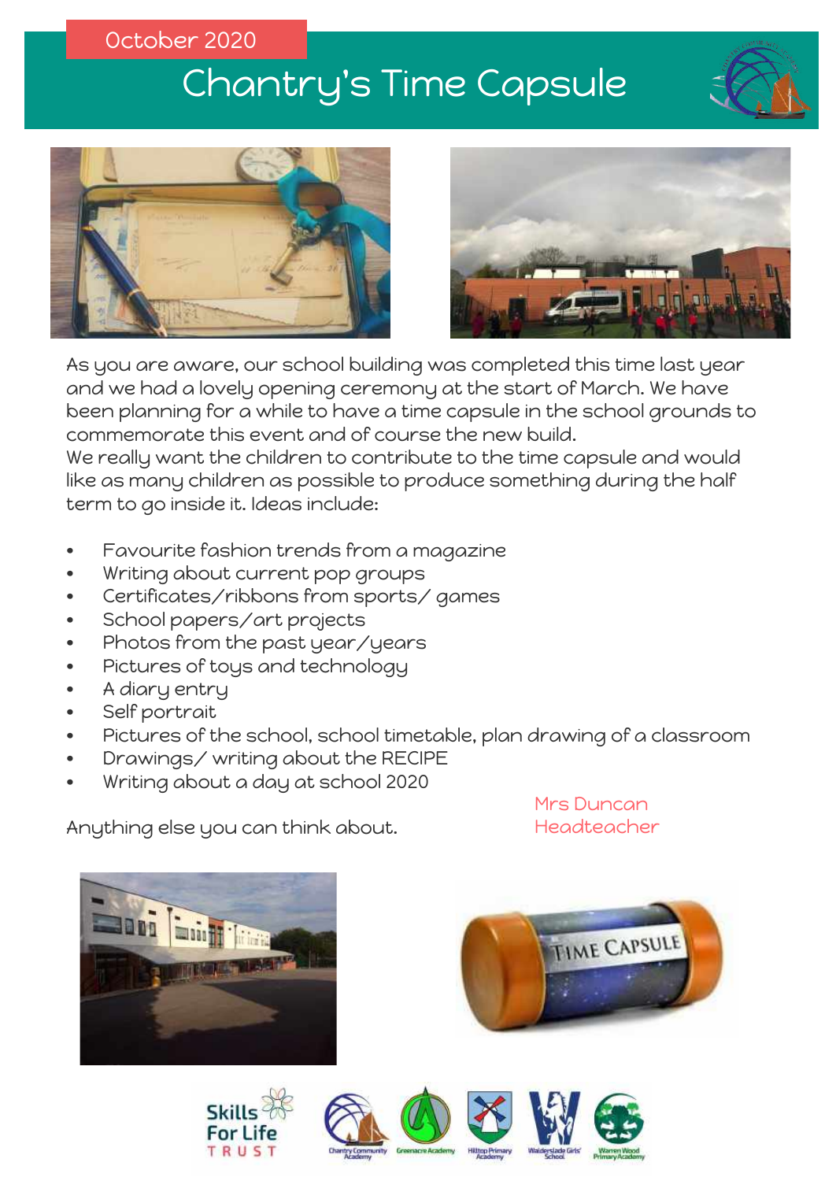October 2020

# Chantry's Time Capsule

As you are aware, our school building was completed this time last year and we had a lovely opening ceremony at the start of March. We have been planning for a while to have a time capsule in the school grounds to commemorate this event and of course the new build.
We really want the children to contribute to the time capsule and would like as many children as possible to produce something during the half term to go inside it. Ideas include:

- Favourite fashion trends from a magazine
- Writing about current pop groups
- Certificates/ribbons from sports/ games
- School papers/art projects
- Photos from the past year/years
- Pictures of toys and technology
- A diary entry
- Self portrait
- Pictures of the school, school timetable, plan drawing of a classroom
- Drawings/ writing about the RECIPE
- Writing about a day at school 2020

Anything else you can think about.

Mrs Duncan
Headteacher

Skills For Life TRUST

Chantry Community Academy · Greenacre Academy · Hilltop Primary Academy · Walderslade Girls' School · Warren Wood Primary Academy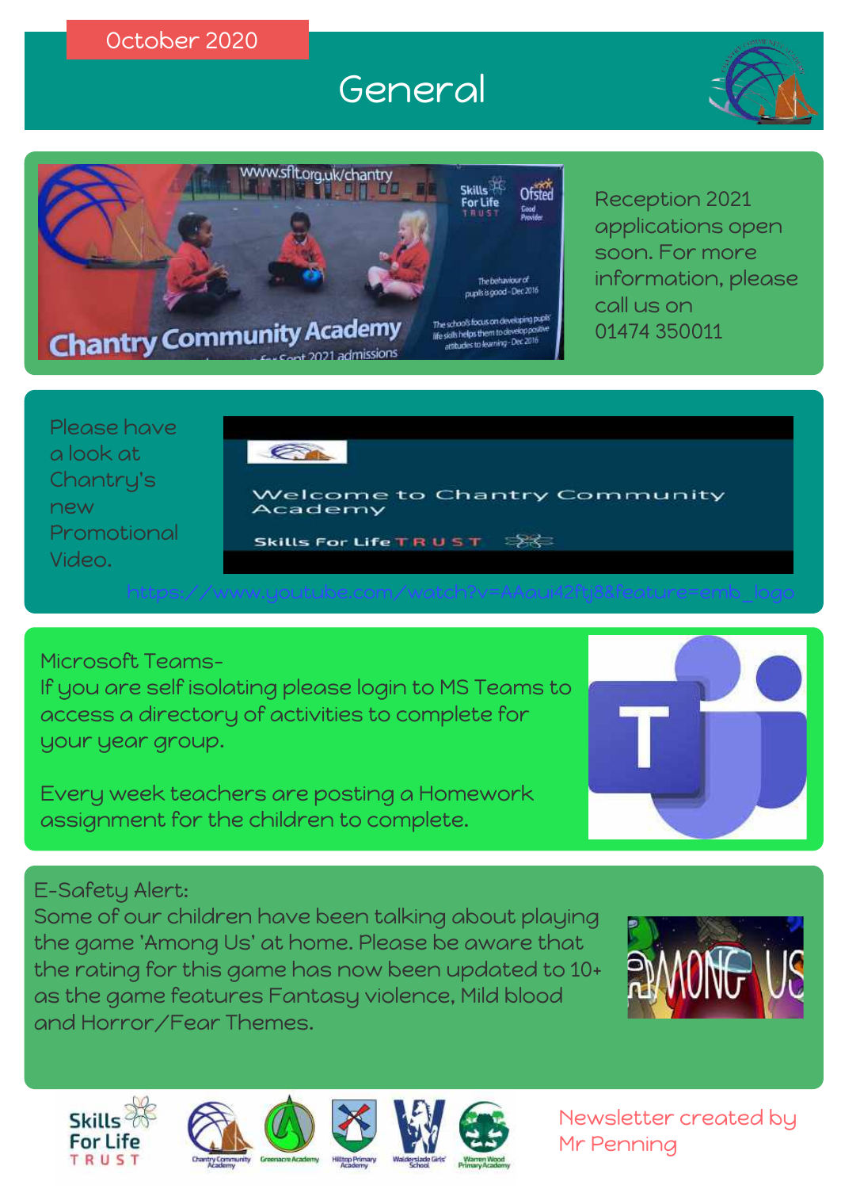October 2020

# General

Reception 2021 applications open soon. For more information, please call us on 01474 350011

Please have a look at Chantry's new Promotional Video.

https://www.youtube.com/watch?v=AAaui42ftj8&feature=emb_logo

Microsoft Teams-
If you are self isolating please login to MS Teams to access a directory of activities to complete for your year group.

Every week teachers are posting a Homework assignment for the children to complete.

E-Safety Alert:
Some of our children have been talking about playing the game 'Among Us' at home. Please be aware that the rating for this game has now been updated to 10+ as the game features Fantasy violence, Mild blood and Horror/Fear Themes.

Newsletter created by Mr Penning